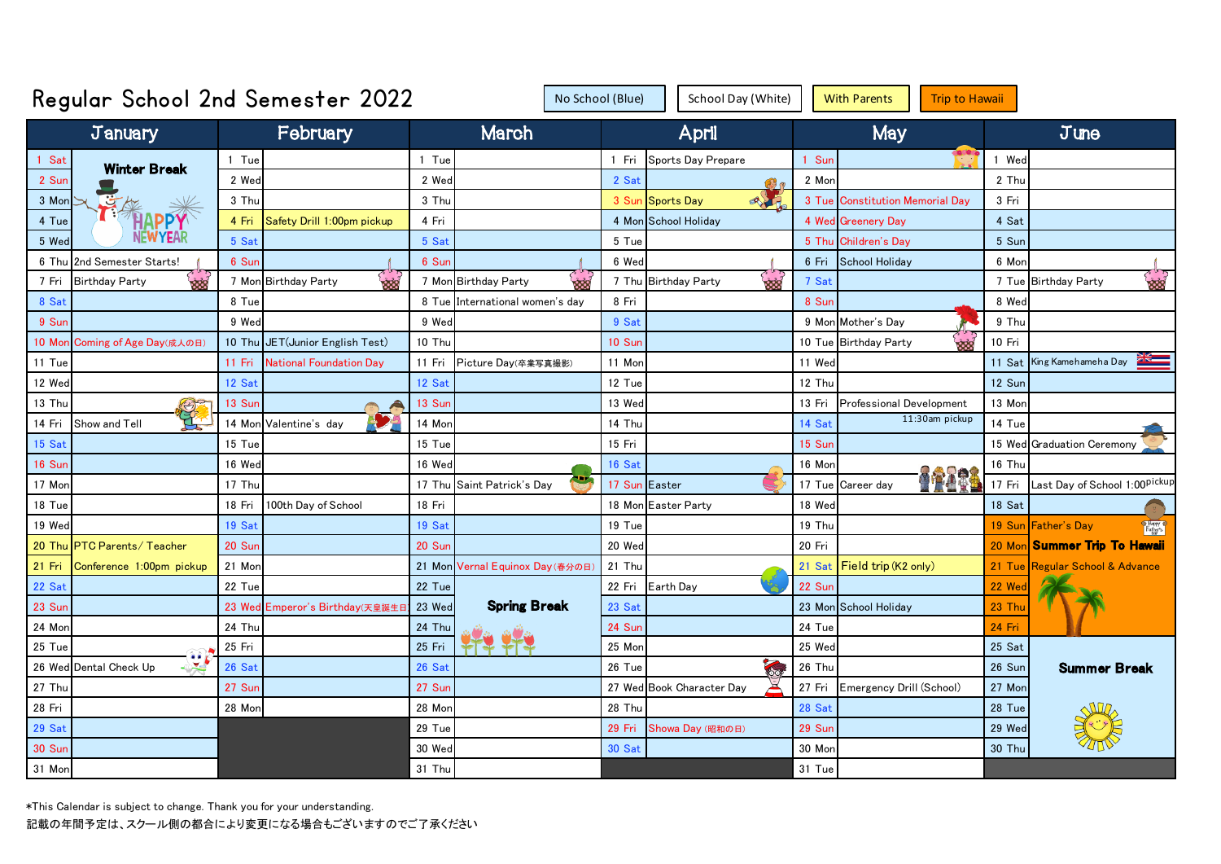# Regular School 2nd Semester 2022

No School (Blue) | School Day (White) | With Parents | Trip to Hawaii

| January | | February | | March | | April | | May | | June | |
|---|---|---|---|---|---|---|---|---|---|---|---|
| 1 Sat | Winter Break | 1 Tue | | 1 Tue | | 1 Fri | Sports Day Prepare | 1 Sun | | 1 Wed | |
| 2 Sun | | 2 Wed | | 2 Wed | | 2 Sat | | 2 Mon | | 2 Thu | |
| 3 Mon | | 3 Thu | | 3 Thu | | 3 Sun | Sports Day | 3 Tue | Constitution Memorial Day | 3 Fri | |
| 4 Tue | HAPPY NEWYEAR | 4 Fri | Safety Drill 1:00pm pickup | 4 Fri | | 4 Mon | School Holiday | 4 Wed | Greenery Day | 4 Sat | |
| 5 Wed | | 5 Sat | | 5 Sat | | 5 Tue | | 5 Thu | Children's Day | 5 Sun | |
| 6 Thu | 2nd Semester Starts! | 6 Sun | | 6 Sun | | 6 Wed | | 6 Fri | School Holiday | 6 Mon | |
| 7 Fri | Birthday Party | 7 Mon | Birthday Party | 7 Mon | Birthday Party | 7 Thu | Birthday Party | 7 Sat | | 7 Tue | Birthday Party |
| 8 Sat | | 8 Tue | | 8 Tue | International women's day | 8 Fri | | 8 Sun | | 8 Wed | |
| 9 Sun | | 9 Wed | | 9 Wed | | 9 Sat | | 9 Mon | Mother's Day | 9 Thu | |
| 10 Mon | Coming of Age Day(成人の日) | 10 Thu | JET(Junior English Test) | 10 Thu | | 10 Sun | | 10 Tue | Birthday Party | 10 Fri | |
| 11 Tue | | 11 Fri | National Foundation Day | 11 Fri | Picture Day(卒業写真撮影) | 11 Mon | | 11 Wed | | 11 Sat | King Kamehameha Day |
| 12 Wed | | 12 Sat | | 12 Sat | | 12 Tue | | 12 Thu | | 12 Sun | |
| 13 Thu | | 13 Sun | | 13 Sun | | 13 Wed | | 13 Fri | Professional Development | 13 Mon | |
| 14 Fri | Show and Tell | 14 Mon | Valentine's day | 14 Mon | | 14 Thu | | 14 Sat | 11:30am pickup | 14 Tue | |
| 15 Sat | | 15 Tue | | 15 Tue | | 15 Fri | | 15 Sun | | 15 Wed | Graduation Ceremony |
| 16 Sun | | 16 Wed | | 16 Wed | | 16 Sat | | 16 Mon | | 16 Thu | |
| 17 Mon | | 17 Thu | | 17 Thu | Saint Patrick's Day | 17 Sun | Easter | 17 Tue | Career day | 17 Fri | Last Day of School 1:00pickup |
| 18 Tue | | 18 Fri | 100th Day of School | 18 Fri | | 18 Mon | Easter Party | 18 Wed | | 18 Sat | |
| 19 Wed | | 19 Sat | | 19 Sat | | 19 Tue | | 19 Thu | | 19 Sun | Father's Day |
| 20 Thu | PTC Parents/ Teacher | 20 Sun | | 20 Sun | | 20 Wed | | 20 Fri | | 20 Mon | Summer Trip To Hawaii |
| 21 Fri | Conference 1:00pm pickup | 21 Mon | | 21 Mon | Vernal Equinox Day(春分の日) | 21 Thu | | 21 Sat | Field trip (K2 only) | 21 Tue | Regular School & Advance |
| 22 Sat | | 22 Tue | | 22 Tue | | 22 Fri | Earth Day | 22 Sun | | 22 Wed | |
| 23 Sun | | 23 Wed | Emperor's Birthday(天皇誕生日) | 23 Wed | Spring Break | 23 Sat | | 23 Mon | School Holiday | 23 Thu | |
| 24 Mon | | 24 Thu | | 24 Thu | | 24 Sun | | 24 Tue | | 24 Fri | |
| 25 Tue | | 25 Fri | | 25 Fri | | 25 Mon | | 25 Wed | | 25 Sat | Summer Break |
| 26 Wed | Dental Check Up | 26 Sat | | 26 Sat | | 26 Tue | | 26 Thu | | 26 Sun | |
| 27 Thu | | 27 Sun | | 27 Sun | | 27 Wed | Book Character Day | 27 Fri | Emergency Drill (School) | 27 Mon | |
| 28 Fri | | 28 Mon | | 28 Mon | | 28 Thu | | 28 Sat | | 28 Tue | |
| 29 Sat | | | | 29 Tue | | 29 Fri | Showa Day (昭和の日) | 29 Sun | | 29 Wed | |
| 30 Sun | | | | 30 Wed | | 30 Sat | | 30 Mon | | 30 Thu | |
| 31 Mon | | | | 31 Thu | | | | 31 Tue | | | |

*This Calendar is subject to change. Thank you for your understanding.
記載の年間予定は、スクール側の都合により変更になる場合もございますのでご了承ください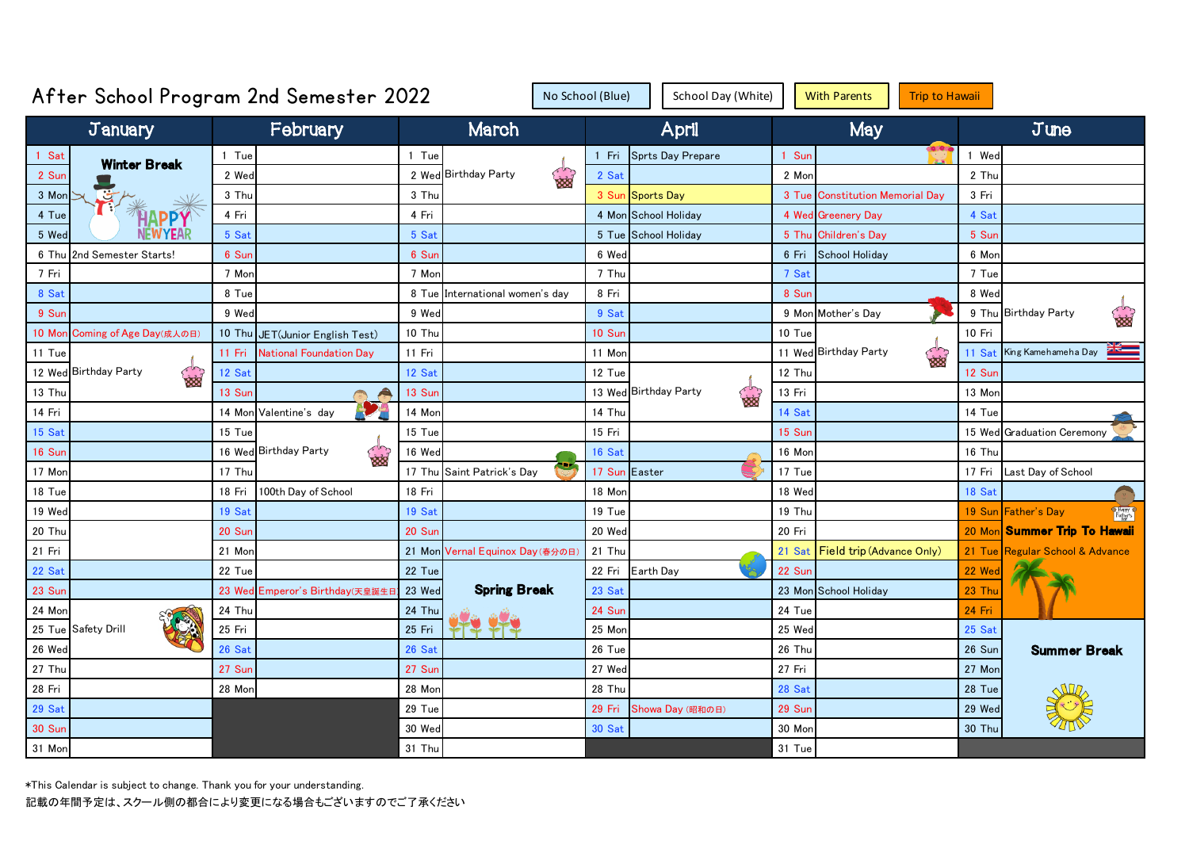# After School Program 2nd Semester 2022

No School (Blue) | School Day (White) | With Parents | Trip to Hawaii

| January | | February | | March | | April | | May | | June | |
|---|---|---|---|---|---|---|---|---|---|---|---|
| 1 Sat | Winter Break | 1 Tue | | 1 Tue | | 1 Fri | Sprts Day Prepare | 1 Sun | | 1 Wed | |
| 2 Sun | | 2 Wed | | 2 Wed | Birthday Party | 2 Sat | | 2 Mon | | 2 Thu | |
| 3 Mon | | 3 Thu | | 3 Thu | | 3 Sun | Sports Day | 3 Tue | Constitution Memorial Day | 3 Fri | |
| 4 Tue | | 4 Fri | | 4 Fri | | 4 Mon | School Holiday | 4 Wed | Greenery Day | 4 Sat | |
| 5 Wed | | 5 Sat | | 5 Sat | | 5 Tue | School Holiday | 5 Thu | Children's Day | 5 Sun | |
| 6 Thu | 2nd Semester Starts! | 6 Sun | | 6 Sun | | 6 Wed | | 6 Fri | School Holiday | 6 Mon | |
| 7 Fri | | 7 Mon | | 7 Mon | | 7 Thu | | 7 Sat | | 7 Tue | |
| 8 Sat | | 8 Tue | | 8 Tue | International women's day | 8 Fri | | 8 Sun | | 8 Wed | |
| 9 Sun | | 9 Wed | | 9 Wed | | 9 Sat | | 9 Mon | Mother's Day | 9 Thu | Birthday Party |
| 10 Mon | Coming of Age Day(成人の日) | 10 Thu | JET(Junior English Test) | 10 Thu | | 10 Sun | | 10 Tue | | 10 Fri | |
| 11 Tue | | 11 Fri | National Foundation Day | 11 Fri | | 11 Mon | | 11 Wed | Birthday Party | 11 Sat | King Kamehameha Day |
| 12 Wed | Birthday Party | 12 Sat | | 12 Sat | | 12 Tue | | 12 Thu | | 12 Sun | |
| 13 Thu | | 13 Sun | | 13 Sun | | 13 Wed | Birthday Party | 13 Fri | | 13 Mon | |
| 14 Fri | | 14 Mon | Valentine's day | 14 Mon | | 14 Thu | | 14 Sat | | 14 Tue | |
| 15 Sat | | 15 Tue | | 15 Tue | | 15 Fri | | 15 Sun | | 15 Wed | Graduation Ceremony |
| 16 Sun | | 16 Wed | Birthday Party | 16 Wed | | 16 Sat | | 16 Mon | | 16 Thu | |
| 17 Mon | | 17 Thu | | 17 Thu | Saint Patrick's Day | 17 Sun | Easter | 17 Tue | | 17 Fri | Last Day of School |
| 18 Tue | | 18 Fri | 100th Day of School | 18 Fri | | 18 Mon | | 18 Wed | | 18 Sat | |
| 19 Wed | | 19 Sat | | 19 Sat | | 19 Tue | | 19 Thu | | 19 Sun | Father's Day |
| 20 Thu | | 20 Sun | | 20 Sun | | 20 Wed | | 20 Fri | | 20 Mon | Summer Trip To Hawaii |
| 21 Fri | | 21 Mon | | 21 Mon | Vernal Equinox Day(春分の日) | 21 Thu | | 21 Sat | Field trip (Advance Only) | 21 Tue | Regular School & Advance |
| 22 Sat | | 22 Tue | | 22 Tue | | 22 Fri | Earth Day | 22 Sun | | 22 Wed | |
| 23 Sun | | 23 Wed | Emperor's Birthday(天皇誕生日 | 23 Wed | Spring Break | 23 Sat | | 23 Mon | School Holiday | 23 Thu | |
| 24 Mon | | 24 Thu | | 24 Thu | | 24 Sun | | 24 Tue | | 24 Fri | |
| 25 Tue | Safety Drill | 25 Fri | | 25 Fri | | 25 Mon | | 25 Wed | | 25 Sat | Summer Break |
| 26 Wed | | 26 Sat | | 26 Sat | | 26 Tue | | 26 Thu | | 26 Sun | |
| 27 Thu | | 27 Sun | | 27 Sun | | 27 Wed | | 27 Fri | | 27 Mon | |
| 28 Fri | | 28 Mon | | 28 Mon | | 28 Thu | | 28 Sat | | 28 Tue | |
| 29 Sat | | | | 29 Tue | | 29 Fri | Showa Day (昭和の日) | 29 Sun | | 29 Wed | |
| 30 Sun | | | | 30 Wed | | 30 Sat | | 30 Mon | | 30 Thu | |
| 31 Mon | | | | 31 Thu | | | | 31 Tue | | | |

*This Calendar is subject to change. Thank you for your understanding.

記載の年間予定は、スクール側の都合により変更になる場合もございますのでご了承ください